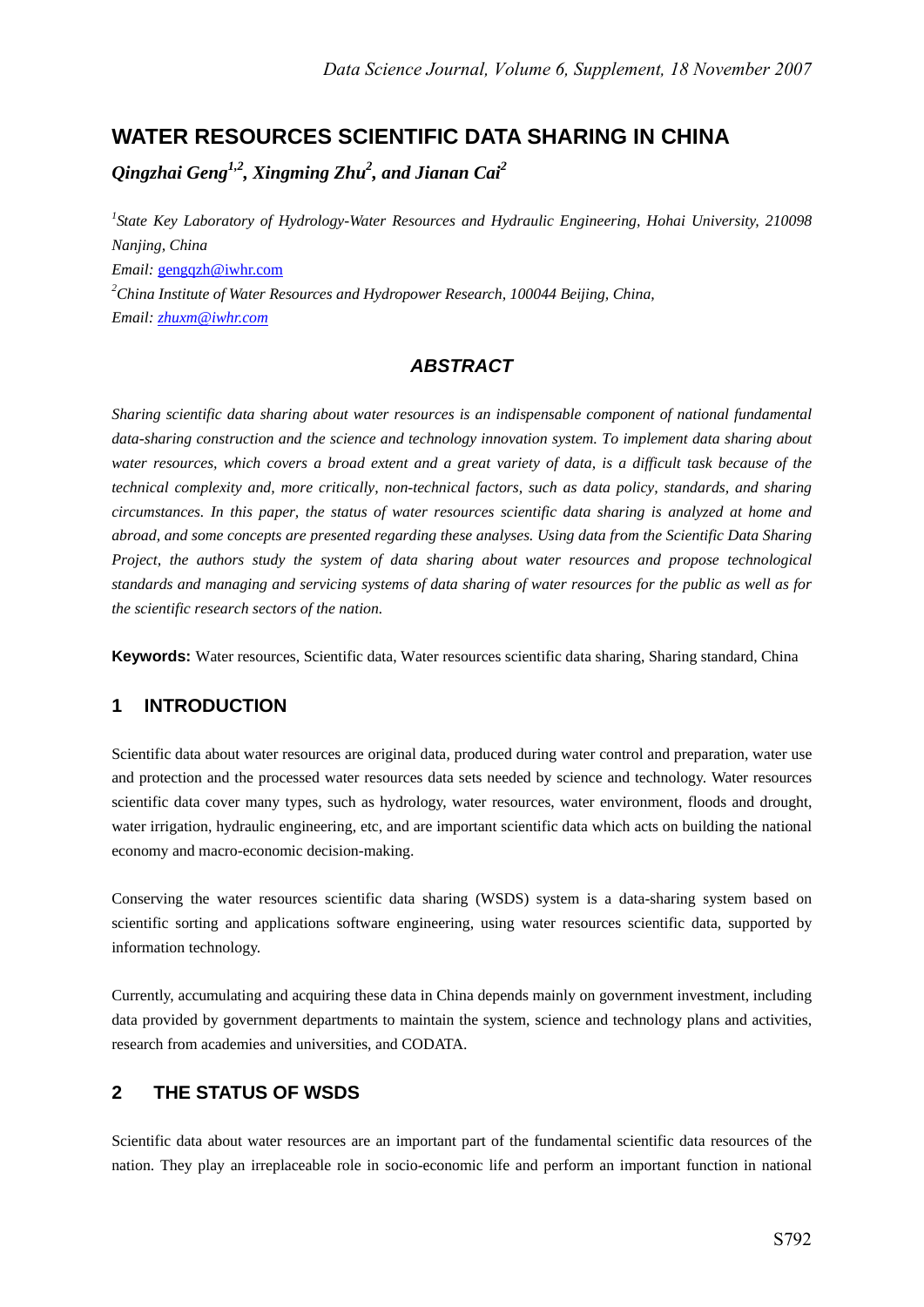# WATER RESOURCES SCIENTIFIC DATA SHARING IN CHINA

***Qingzhai Geng[1,2], Xingming Zhu[2], and Jianan Cai[2]***

*[1]State Key Laboratory of Hydrology-Water Resources and Hydraulic Engineering, Hohai University, 210098 Nanjing, China*
*Email:* gengqzh@iwhr.com
*[2]China Institute of Water Resources and Hydropower Research, 100044 Beijing, China,*
*Email: zhuxm@iwhr.com*

## *ABSTRACT*

*Sharing scientific data sharing about water resources is an indispensable component of national fundamental data-sharing construction and the science and technology innovation system. To implement data sharing about water resources, which covers a broad extent and a great variety of data, is a difficult task because of the technical complexity and, more critically, non-technical factors, such as data policy, standards, and sharing circumstances. In this paper, the status of water resources scientific data sharing is analyzed at home and abroad, and some concepts are presented regarding these analyses. Using data from the Scientific Data Sharing Project, the authors study the system of data sharing about water resources and propose technological standards and managing and servicing systems of data sharing of water resources for the public as well as for the scientific research sectors of the nation.*

**Keywords:** Water resources, Scientific data, Water resources scientific data sharing, Sharing standard, China

## 1 INTRODUCTION

Scientific data about water resources are original data, produced during water control and preparation, water use and protection and the processed water resources data sets needed by science and technology. Water resources scientific data cover many types, such as hydrology, water resources, water environment, floods and drought, water irrigation, hydraulic engineering, etc, and are important scientific data which acts on building the national economy and macro-economic decision-making.

Conserving the water resources scientific data sharing (WSDS) system is a data-sharing system based on scientific sorting and applications software engineering, using water resources scientific data, supported by information technology.

Currently, accumulating and acquiring these data in China depends mainly on government investment, including data provided by government departments to maintain the system, science and technology plans and activities, research from academies and universities, and CODATA.

## 2 THE STATUS OF WSDS

Scientific data about water resources are an important part of the fundamental scientific data resources of the nation. They play an irreplaceable role in socio-economic life and perform an important function in national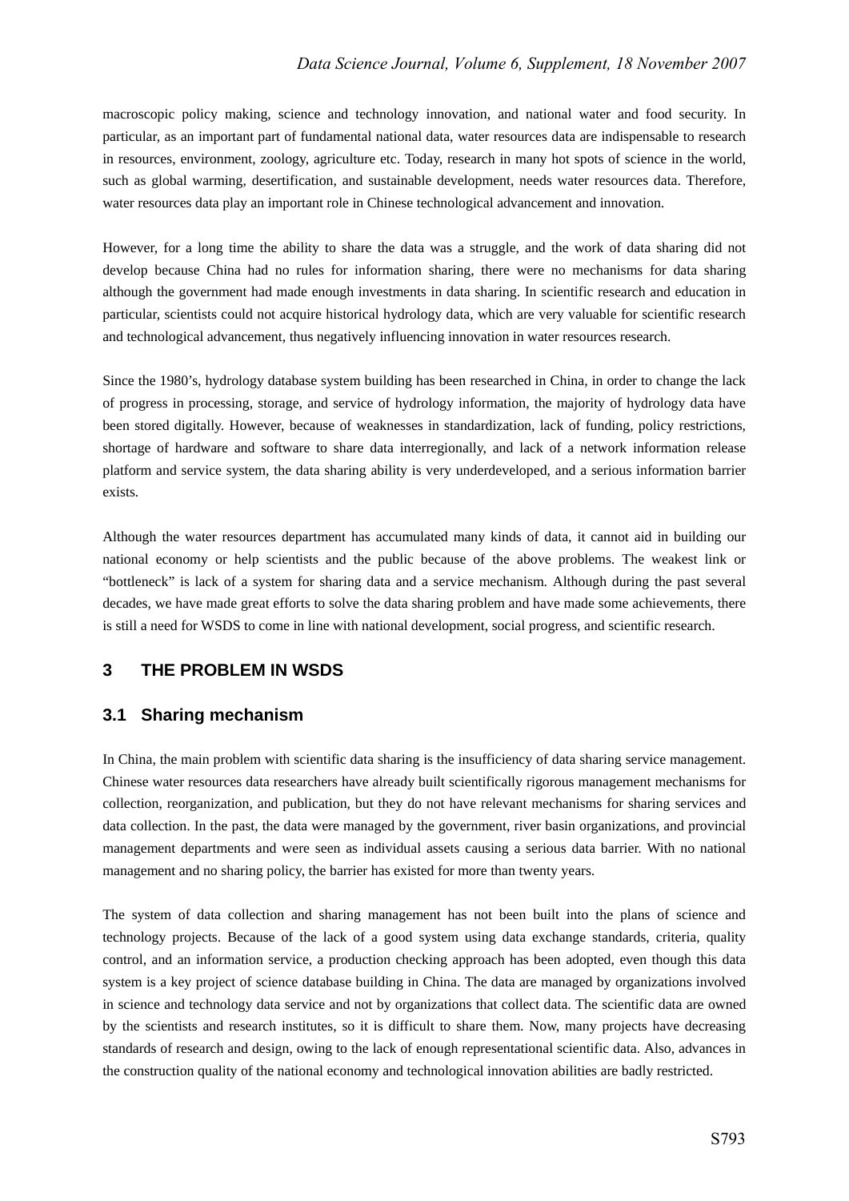macroscopic policy making, science and technology innovation, and national water and food security. In particular, as an important part of fundamental national data, water resources data are indispensable to research in resources, environment, zoology, agriculture etc. Today, research in many hot spots of science in the world, such as global warming, desertification, and sustainable development, needs water resources data. Therefore, water resources data play an important role in Chinese technological advancement and innovation.

However, for a long time the ability to share the data was a struggle, and the work of data sharing did not develop because China had no rules for information sharing, there were no mechanisms for data sharing although the government had made enough investments in data sharing. In scientific research and education in particular, scientists could not acquire historical hydrology data, which are very valuable for scientific research and technological advancement, thus negatively influencing innovation in water resources research.

Since the 1980's, hydrology database system building has been researched in China, in order to change the lack of progress in processing, storage, and service of hydrology information, the majority of hydrology data have been stored digitally. However, because of weaknesses in standardization, lack of funding, policy restrictions, shortage of hardware and software to share data interregionally, and lack of a network information release platform and service system, the data sharing ability is very underdeveloped, and a serious information barrier exists.

Although the water resources department has accumulated many kinds of data, it cannot aid in building our national economy or help scientists and the public because of the above problems. The weakest link or "bottleneck" is lack of a system for sharing data and a service mechanism. Although during the past several decades, we have made great efforts to solve the data sharing problem and have made some achievements, there is still a need for WSDS to come in line with national development, social progress, and scientific research.

## 3 THE PROBLEM IN WSDS

### 3.1 Sharing mechanism

In China, the main problem with scientific data sharing is the insufficiency of data sharing service management. Chinese water resources data researchers have already built scientifically rigorous management mechanisms for collection, reorganization, and publication, but they do not have relevant mechanisms for sharing services and data collection. In the past, the data were managed by the government, river basin organizations, and provincial management departments and were seen as individual assets causing a serious data barrier. With no national management and no sharing policy, the barrier has existed for more than twenty years.

The system of data collection and sharing management has not been built into the plans of science and technology projects. Because of the lack of a good system using data exchange standards, criteria, quality control, and an information service, a production checking approach has been adopted, even though this data system is a key project of science database building in China. The data are managed by organizations involved in science and technology data service and not by organizations that collect data. The scientific data are owned by the scientists and research institutes, so it is difficult to share them. Now, many projects have decreasing standards of research and design, owing to the lack of enough representational scientific data. Also, advances in the construction quality of the national economy and technological innovation abilities are badly restricted.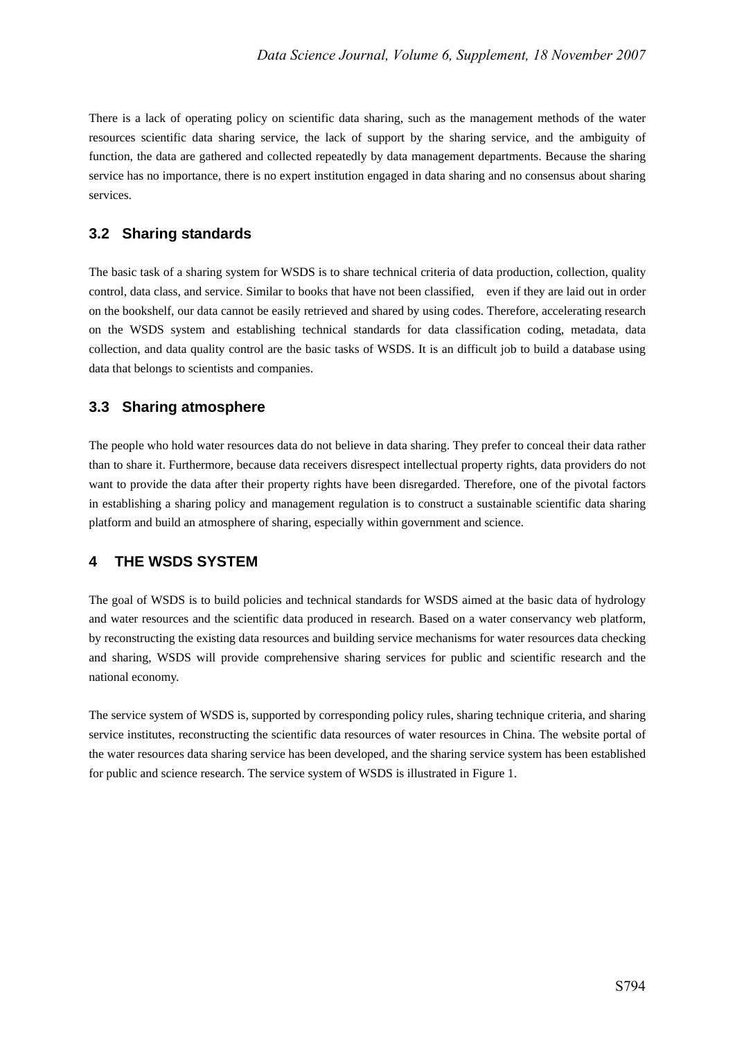There is a lack of operating policy on scientific data sharing, such as the management methods of the water resources scientific data sharing service, the lack of support by the sharing service, and the ambiguity of function, the data are gathered and collected repeatedly by data management departments. Because the sharing service has no importance, there is no expert institution engaged in data sharing and no consensus about sharing services.

### 3.2 Sharing standards

The basic task of a sharing system for WSDS is to share technical criteria of data production, collection, quality control, data class, and service. Similar to books that have not been classified, even if they are laid out in order on the bookshelf, our data cannot be easily retrieved and shared by using codes. Therefore, accelerating research on the WSDS system and establishing technical standards for data classification coding, metadata, data collection, and data quality control are the basic tasks of WSDS. It is an difficult job to build a database using data that belongs to scientists and companies.

### 3.3 Sharing atmosphere

The people who hold water resources data do not believe in data sharing. They prefer to conceal their data rather than to share it. Furthermore, because data receivers disrespect intellectual property rights, data providers do not want to provide the data after their property rights have been disregarded. Therefore, one of the pivotal factors in establishing a sharing policy and management regulation is to construct a sustainable scientific data sharing platform and build an atmosphere of sharing, especially within government and science.

## 4 THE WSDS SYSTEM

The goal of WSDS is to build policies and technical standards for WSDS aimed at the basic data of hydrology and water resources and the scientific data produced in research. Based on a water conservancy web platform, by reconstructing the existing data resources and building service mechanisms for water resources data checking and sharing, WSDS will provide comprehensive sharing services for public and scientific research and the national economy.

The service system of WSDS is, supported by corresponding policy rules, sharing technique criteria, and sharing service institutes, reconstructing the scientific data resources of water resources in China. The website portal of the water resources data sharing service has been developed, and the sharing service system has been established for public and science research. The service system of WSDS is illustrated in Figure 1.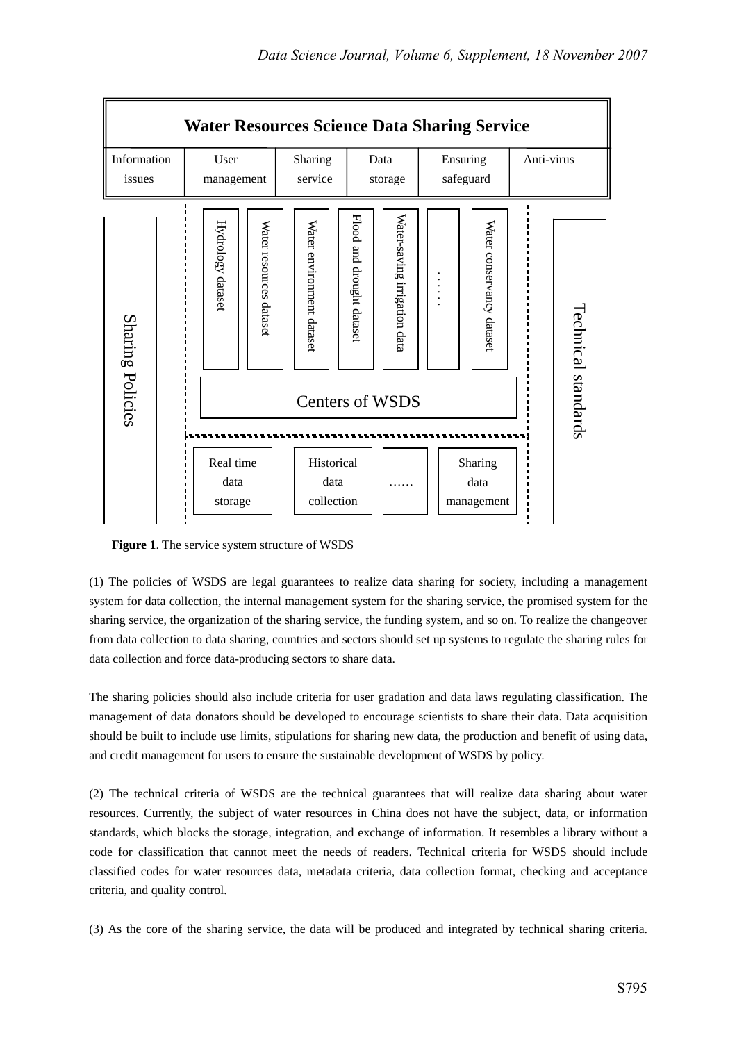**Water Resources Science Data Sharing Service**

| Information issues | User management | Sharing service | Data storage | Ensuring safeguard | Anti-virus |
|---|---|---|---|---|---|

Sharing Policies

Hydrology dataset | Water resources dataset | Water environment dataset | Flood and drought dataset | Water-saving irrigation data | …… | Water conservancy dataset

Centers of WSDS

Real time data storage | Historical data collection | …… | Sharing data management

Technical standards

**Figure 1**. The service system structure of WSDS

(1) The policies of WSDS are legal guarantees to realize data sharing for society, including a management system for data collection, the internal management system for the sharing service, the promised system for the sharing service, the organization of the sharing service, the funding system, and so on. To realize the changeover from data collection to data sharing, countries and sectors should set up systems to regulate the sharing rules for data collection and force data-producing sectors to share data.

The sharing policies should also include criteria for user gradation and data laws regulating classification. The management of data donators should be developed to encourage scientists to share their data. Data acquisition should be built to include use limits, stipulations for sharing new data, the production and benefit of using data, and credit management for users to ensure the sustainable development of WSDS by policy.

(2) The technical criteria of WSDS are the technical guarantees that will realize data sharing about water resources. Currently, the subject of water resources in China does not have the subject, data, or information standards, which blocks the storage, integration, and exchange of information. It resembles a library without a code for classification that cannot meet the needs of readers. Technical criteria for WSDS should include classified codes for water resources data, metadata criteria, data collection format, checking and acceptance criteria, and quality control.

(3) As the core of the sharing service, the data will be produced and integrated by technical sharing criteria.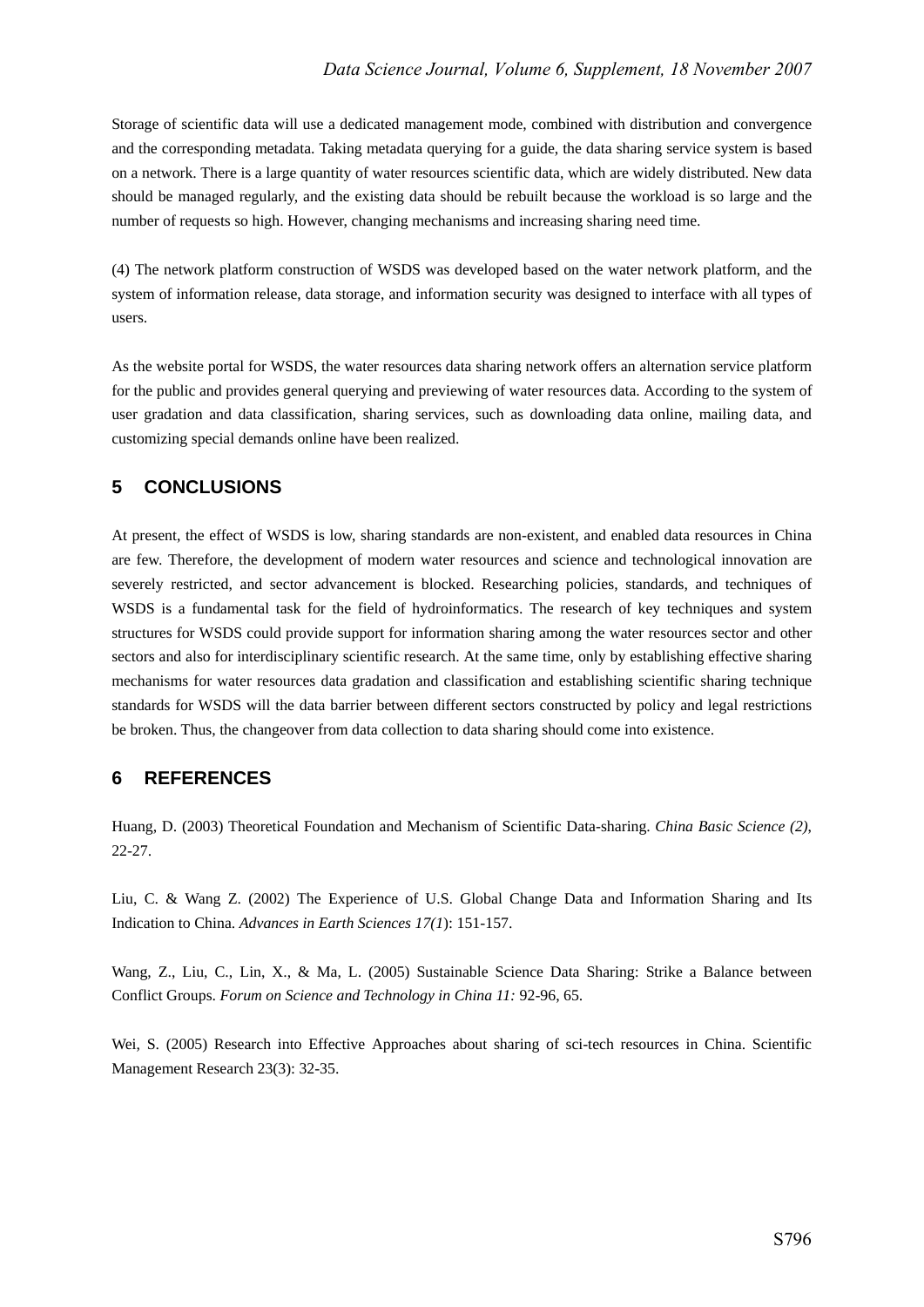Storage of scientific data will use a dedicated management mode, combined with distribution and convergence and the corresponding metadata. Taking metadata querying for a guide, the data sharing service system is based on a network. There is a large quantity of water resources scientific data, which are widely distributed. New data should be managed regularly, and the existing data should be rebuilt because the workload is so large and the number of requests so high. However, changing mechanisms and increasing sharing need time.

(4) The network platform construction of WSDS was developed based on the water network platform, and the system of information release, data storage, and information security was designed to interface with all types of users.

As the website portal for WSDS, the water resources data sharing network offers an alternation service platform for the public and provides general querying and previewing of water resources data. According to the system of user gradation and data classification, sharing services, such as downloading data online, mailing data, and customizing special demands online have been realized.

## 5 CONCLUSIONS

At present, the effect of WSDS is low, sharing standards are non-existent, and enabled data resources in China are few. Therefore, the development of modern water resources and science and technological innovation are severely restricted, and sector advancement is blocked. Researching policies, standards, and techniques of WSDS is a fundamental task for the field of hydroinformatics. The research of key techniques and system structures for WSDS could provide support for information sharing among the water resources sector and other sectors and also for interdisciplinary scientific research. At the same time, only by establishing effective sharing mechanisms for water resources data gradation and classification and establishing scientific sharing technique standards for WSDS will the data barrier between different sectors constructed by policy and legal restrictions be broken. Thus, the changeover from data collection to data sharing should come into existence.

## 6 REFERENCES

Huang, D. (2003) Theoretical Foundation and Mechanism of Scientific Data-sharing. *China Basic Science (2)*, 22-27.

Liu, C. & Wang Z. (2002) The Experience of U.S. Global Change Data and Information Sharing and Its Indication to China. *Advances in Earth Sciences 17(1)*: 151-157.

Wang, Z., Liu, C., Lin, X., & Ma, L. (2005) Sustainable Science Data Sharing: Strike a Balance between Conflict Groups. *Forum on Science and Technology in China 11:* 92-96, 65.

Wei, S. (2005) Research into Effective Approaches about sharing of sci-tech resources in China. Scientific Management Research 23(3): 32-35.